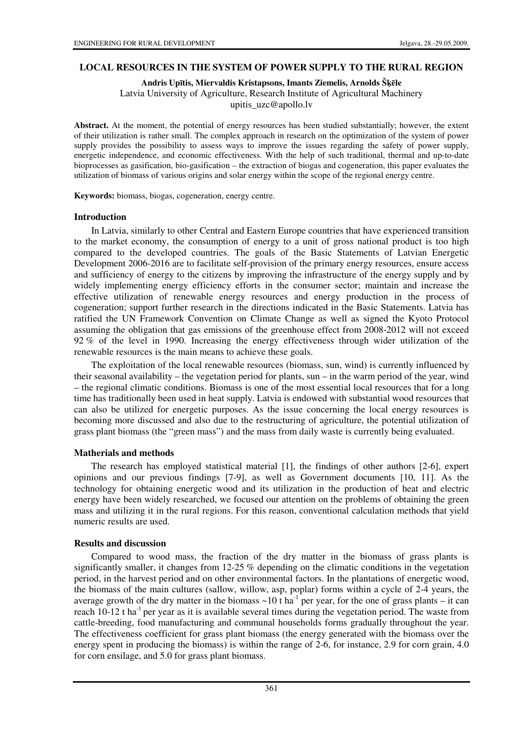# LOCAL RESOURCES IN THE SYSTEM OF POWER SUPPLY TO THE RURAL REGION

**Andris Upītis, Miervaldis Kristapsons, Imants Ziemelis, Arnolds Šķēle**
Latvia University of Agriculture, Research Institute of Agricultural Machinery
upitis_uzc@apollo.lv

**Abstract.** At the moment, the potential of energy resources has been studied substantially; however, the extent of their utilization is rather small. The complex approach in research on the optimization of the system of power supply provides the possibility to assess ways to improve the issues regarding the safety of power supply, energetic independence, and economic effectiveness. With the help of such traditional, thermal and up-to-date bioprocesses as gasification, bio-gasification – the extraction of biogas and cogeneration, this paper evaluates the utilization of biomass of various origins and solar energy within the scope of the regional energy centre.

**Keywords:** biomass, biogas, cogeneration, energy centre.

## Introduction

In Latvia, similarly to other Central and Eastern Europe countries that have experienced transition to the market economy, the consumption of energy to a unit of gross national product is too high compared to the developed countries. The goals of the Basic Statements of Latvian Energetic Development 2006-2016 are to facilitate self-provision of the primary energy resources, ensure access and sufficiency of energy to the citizens by improving the infrastructure of the energy supply and by widely implementing energy efficiency efforts in the consumer sector; maintain and increase the effective utilization of renewable energy resources and energy production in the process of cogeneration; support further research in the directions indicated in the Basic Statements. Latvia has ratified the UN Framework Convention on Climate Change as well as signed the Kyoto Protocol assuming the obligation that gas emissions of the greenhouse effect from 2008-2012 will not exceed 92 % of the level in 1990. Increasing the energy effectiveness through wider utilization of the renewable resources is the main means to achieve these goals.

The exploitation of the local renewable resources (biomass, sun, wind) is currently influenced by their seasonal availability – the vegetation period for plants, sun – in the warm period of the year, wind – the regional climatic conditions. Biomass is one of the most essential local resources that for a long time has traditionally been used in heat supply. Latvia is endowed with substantial wood resources that can also be utilized for energetic purposes. As the issue concerning the local energy resources is becoming more discussed and also due to the restructuring of agriculture, the potential utilization of grass plant biomass (the "green mass") and the mass from daily waste is currently being evaluated.

## Matherials and methods

The research has employed statistical material [1], the findings of other authors [2-6], expert opinions and our previous findings [7-9], as well as Government documents [10, 11]. As the technology for obtaining energetic wood and its utilization in the production of heat and electric energy have been widely researched, we focused our attention on the problems of obtaining the green mass and utilizing it in the rural regions. For this reason, conventional calculation methods that yield numeric results are used.

## Results and discussion

Compared to wood mass, the fraction of the dry matter in the biomass of grass plants is significantly smaller, it changes from 12-25 % depending on the climatic conditions in the vegetation period, in the harvest period and on other environmental factors. In the plantations of energetic wood, the biomass of the main cultures (sallow, willow, asp, poplar) forms within a cycle of 2-4 years, the average growth of the dry matter in the biomass ~10 t ha$^{-1}$ per year, for the one of grass plants – it can reach 10-12 t ha$^{-1}$ per year as it is available several times during the vegetation period. The waste from cattle-breeding, food manufacturing and communal households forms gradually throughout the year. The effectiveness coefficient for grass plant biomass (the energy generated with the biomass over the energy spent in producing the biomass) is within the range of 2-6, for instance, 2.9 for corn grain, 4.0 for corn ensilage, and 5.0 for grass plant biomass.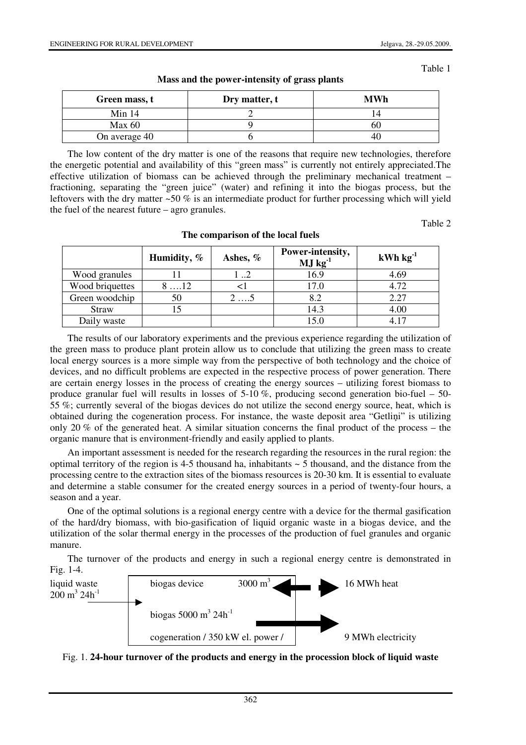Table 1

**Mass and the power-intensity of grass plants**

| Green mass, t | Dry matter, t | MWh |
|---|---|---|
| Min 14 | 2 | 14 |
| Max 60 | 9 | 60 |
| On average 40 | 6 | 40 |

The low content of the dry matter is one of the reasons that require new technologies, therefore the energetic potential and availability of this "green mass" is currently not entirely appreciated.The effective utilization of biomass can be achieved through the preliminary mechanical treatment – fractioning, separating the "green juice" (water) and refining it into the biogas process, but the leftovers with the dry matter ~50 % is an intermediate product for further processing which will yield the fuel of the nearest future – agro granules.

Table 2

**The comparison of the local fuels**

| | Humidity, % | Ashes, % | Power-intensity, MJ $kg^{-1}$ | kWh $kg^{-1}$ |
|---|---|---|---|---|
| Wood granules | 11 | 1 ..2 | 16.9 | 4.69 |
| Wood briquettes | 8 ….12 | <1 | 17.0 | 4.72 |
| Green woodchip | 50 | 2 ….5 | 8.2 | 2.27 |
| Straw | 15 | | 14.3 | 4.00 |
| Daily waste | | | 15.0 | 4.17 |

The results of our laboratory experiments and the previous experience regarding the utilization of the green mass to produce plant protein allow us to conclude that utilizing the green mass to create local energy sources is a more simple way from the perspective of both technology and the choice of devices, and no difficult problems are expected in the respective process of power generation. There are certain energy losses in the process of creating the energy sources – utilizing forest biomass to produce granular fuel will results in losses of 5-10 %, producing second generation bio-fuel – 50-55 %; currently several of the biogas devices do not utilize the second energy source, heat, which is obtained during the cogeneration process. For instance, the waste deposit area "Getliņi" is utilizing only 20 % of the generated heat. A similar situation concerns the final product of the process – the organic manure that is environment-friendly and easily applied to plants.

An important assessment is needed for the research regarding the resources in the rural region: the optimal territory of the region is 4-5 thousand ha, inhabitants ~ 5 thousand, and the distance from the processing centre to the extraction sites of the biomass resources is 20-30 km. It is essential to evaluate and determine a stable consumer for the created energy sources in a period of twenty-four hours, a season and a year.

One of the optimal solutions is a regional energy centre with a device for the thermal gasification of the hard/dry biomass, with bio-gasification of liquid organic waste in a biogas device, and the utilization of the solar thermal energy in the processes of the production of fuel granules and organic manure.

The turnover of the products and energy in such a regional energy centre is demonstrated in Fig. 1-4.

liquid waste 200 $m^3$ $24h^{-1}$ → biogas device 3000 $m^3$ ↔ 16 MWh heat

biogas 5000 $m^3$ $24h^{-1}$ → cogeneration / 350 kW el. power / → 9 MWh electricity

Fig. 1. **24-hour turnover of the products and energy in the procession block of liquid waste**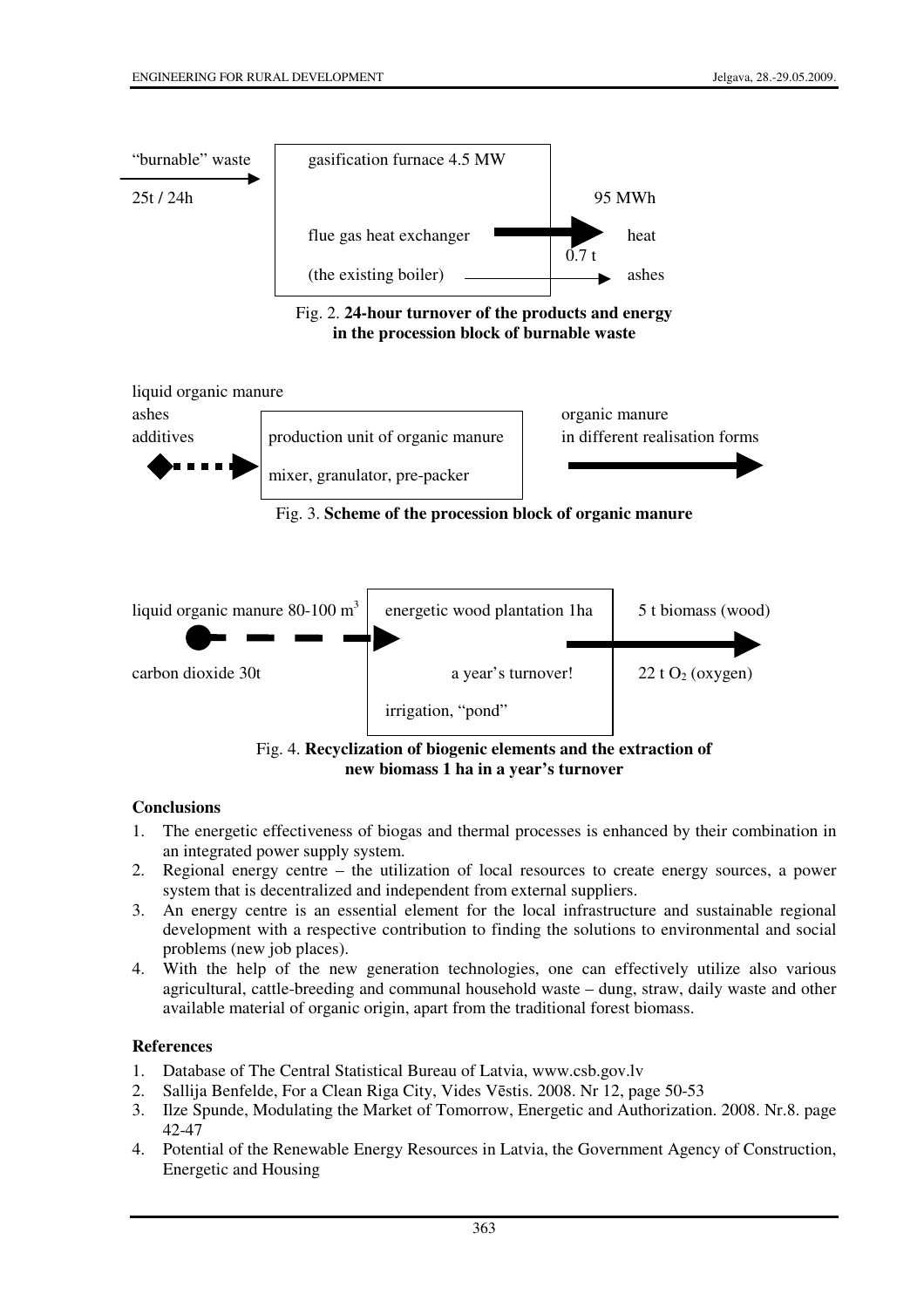"burnable" waste

25t / 24h

gasification furnace 4.5 MW

flue gas heat exchanger

(the existing boiler)

95 MWh

heat

0.7 t

ashes

Fig. 2. **24-hour turnover of the products and energy in the procession block of burnable waste**

liquid organic manure

ashes

additives

production unit of organic manure

mixer, granulator, pre-packer

organic manure

in different realisation forms

Fig. 3. **Scheme of the procession block of organic manure**

liquid organic manure 80-100 $m^3$

carbon dioxide 30t

energetic wood plantation 1ha

a year's turnover!

irrigation, "pond"

5 t biomass (wood)

22 t $O_2$ (oxygen)

Fig. 4. **Recyclization of biogenic elements and the extraction of new biomass 1 ha in a year's turnover**

## Conclusions

1. The energetic effectiveness of biogas and thermal processes is enhanced by their combination in an integrated power supply system.
2. Regional energy centre – the utilization of local resources to create energy sources, a power system that is decentralized and independent from external suppliers.
3. An energy centre is an essential element for the local infrastructure and sustainable regional development with a respective contribution to finding the solutions to environmental and social problems (new job places).
4. With the help of the new generation technologies, one can effectively utilize also various agricultural, cattle-breeding and communal household waste – dung, straw, daily waste and other available material of organic origin, apart from the traditional forest biomass.

## References

1. Database of The Central Statistical Bureau of Latvia, www.csb.gov.lv
2. Sallija Benfelde, For a Clean Riga City, Vides Vēstis. 2008. Nr 12, page 50-53
3. Ilze Spunde, Modulating the Market of Tomorrow, Energetic and Authorization. 2008. Nr.8. page 42-47
4. Potential of the Renewable Energy Resources in Latvia, the Government Agency of Construction, Energetic and Housing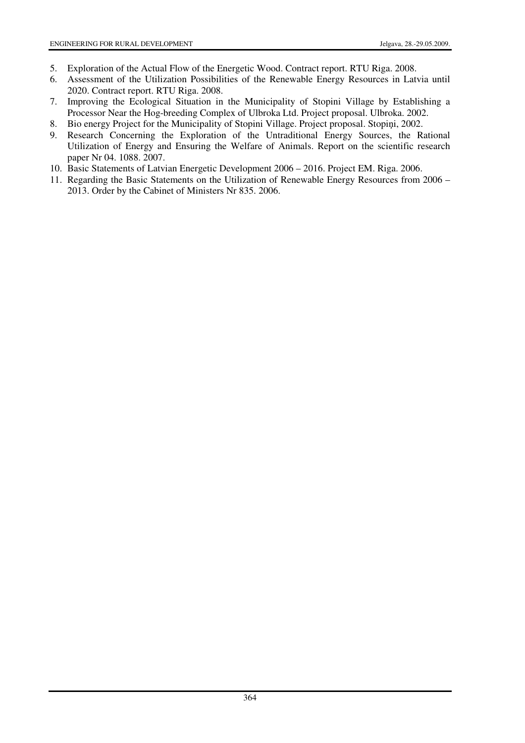5. Exploration of the Actual Flow of the Energetic Wood. Contract report. RTU Riga. 2008.
6. Assessment of the Utilization Possibilities of the Renewable Energy Resources in Latvia until 2020. Contract report. RTU Riga. 2008.
7. Improving the Ecological Situation in the Municipality of Stopini Village by Establishing a Processor Near the Hog-breeding Complex of Ulbroka Ltd. Project proposal. Ulbroka. 2002.
8. Bio energy Project for the Municipality of Stopini Village. Project proposal. Stopiņi, 2002.
9. Research Concerning the Exploration of the Untraditional Energy Sources, the Rational Utilization of Energy and Ensuring the Welfare of Animals. Report on the scientific research paper Nr 04. 1088. 2007.
10. Basic Statements of Latvian Energetic Development 2006 – 2016. Project EM. Riga. 2006.
11. Regarding the Basic Statements on the Utilization of Renewable Energy Resources from 2006 – 2013. Order by the Cabinet of Ministers Nr 835. 2006.